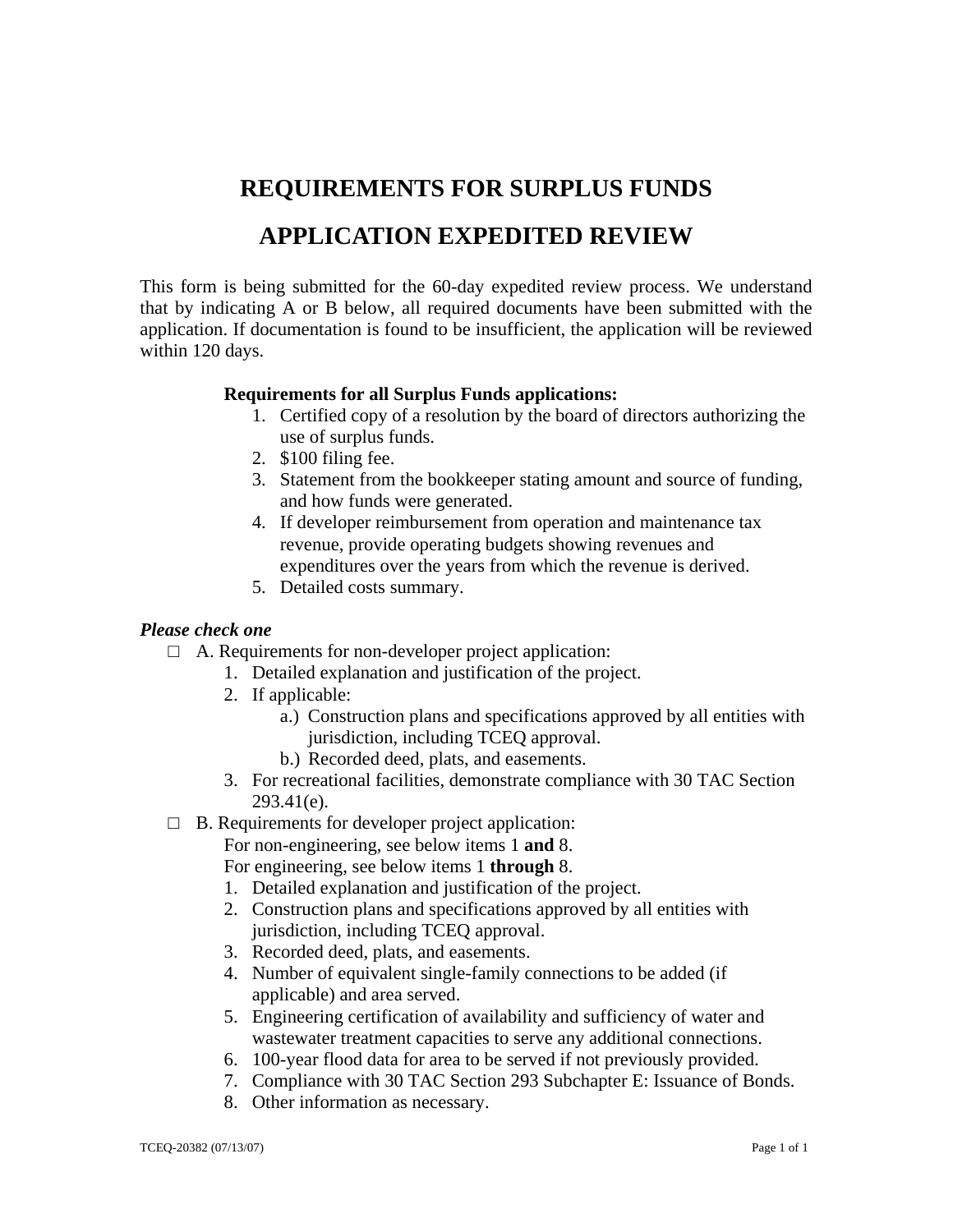# REQUIREMENTS FOR SURPLUS FUNDS

# APPLICATION EXPEDITED REVIEW

This form is being submitted for the 60-day expedited review process. We understand that by indicating A or B below, all required documents have been submitted with the application. If documentation is found to be insufficient, the application will be reviewed within 120 days.

**Requirements for all Surplus Funds applications:**

1. Certified copy of a resolution by the board of directors authorizing the use of surplus funds.
2. $100 filing fee.
3. Statement from the bookkeeper stating amount and source of funding, and how funds were generated.
4. If developer reimbursement from operation and maintenance tax revenue, provide operating budgets showing revenues and expenditures over the years from which the revenue is derived.
5. Detailed costs summary.

***Please check one***

- □ A. Requirements for non-developer project application:
  1. Detailed explanation and justification of the project.
  2. If applicable:
     - a.) Construction plans and specifications approved by all entities with jurisdiction, including TCEQ approval.
     - b.) Recorded deed, plats, and easements.
  3. For recreational facilities, demonstrate compliance with 30 TAC Section 293.41(e).
- □ B. Requirements for developer project application:

  For non-engineering, see below items 1 **and** 8.

  For engineering, see below items 1 **through** 8.

  1. Detailed explanation and justification of the project.
  2. Construction plans and specifications approved by all entities with jurisdiction, including TCEQ approval.
  3. Recorded deed, plats, and easements.
  4. Number of equivalent single-family connections to be added (if applicable) and area served.
  5. Engineering certification of availability and sufficiency of water and wastewater treatment capacities to serve any additional connections.
  6. 100-year flood data for area to be served if not previously provided.
  7. Compliance with 30 TAC Section 293 Subchapter E: Issuance of Bonds.
  8. Other information as necessary.

TCEQ-20382 (07/13/07)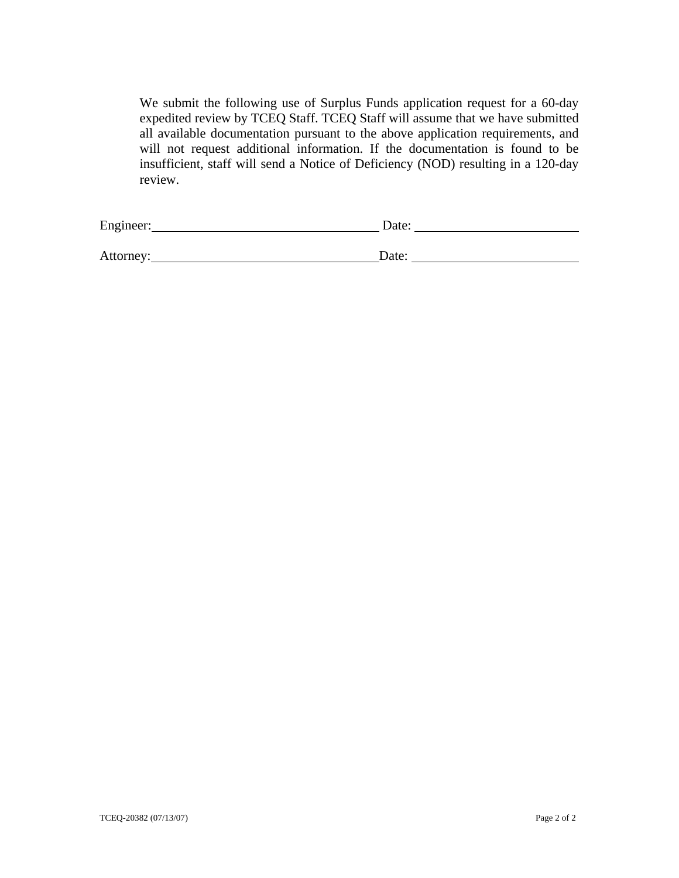We submit the following use of Surplus Funds application request for a 60-day expedited review by TCEQ Staff. TCEQ Staff will assume that we have submitted all available documentation pursuant to the above application requirements, and will not request additional information. If the documentation is found to be insufficient, staff will send a Notice of Deficiency (NOD) resulting in a 120-day review.

Engineer:\_\_\_\_\_\_\_\_\_\_\_\_\_\_\_\_\_\_\_\_\_\_\_\_\_\_\_\_\_\_\_\_\_\_ Date: \_\_\_\_\_\_\_\_\_\_\_\_\_\_\_\_\_\_\_\_\_\_\_\_

Attorney:\_\_\_\_\_\_\_\_\_\_\_\_\_\_\_\_\_\_\_\_\_\_\_\_\_\_\_\_\_\_\_\_\_\_ Date: \_\_\_\_\_\_\_\_\_\_\_\_\_\_\_\_\_\_\_\_\_\_\_\_

TCEQ-20382 (07/13/07)